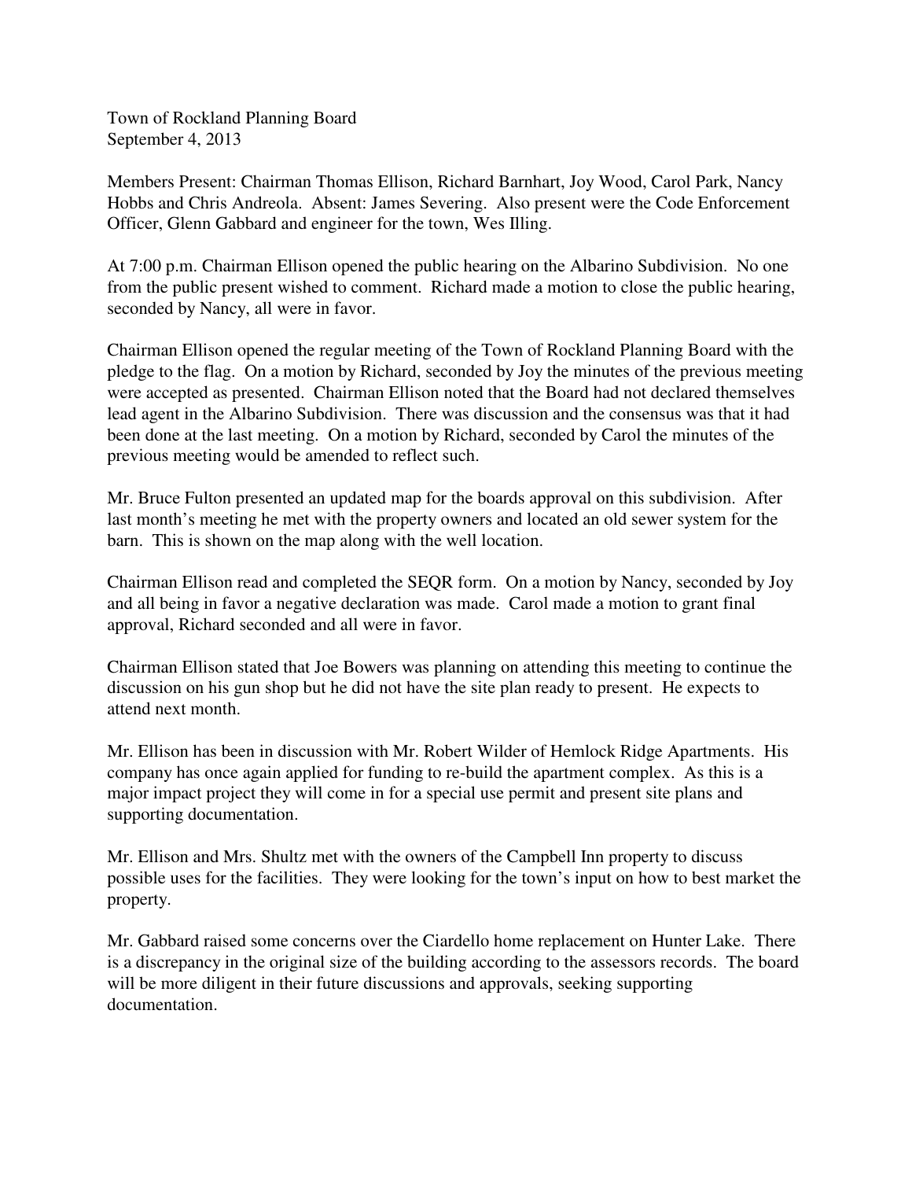Town of Rockland Planning Board
September 4, 2013

Members Present: Chairman Thomas Ellison, Richard Barnhart, Joy Wood, Carol Park, Nancy Hobbs and Chris Andreola. Absent: James Severing. Also present were the Code Enforcement Officer, Glenn Gabbard and engineer for the town, Wes Illing.

At 7:00 p.m. Chairman Ellison opened the public hearing on the Albarino Subdivision. No one from the public present wished to comment. Richard made a motion to close the public hearing, seconded by Nancy, all were in favor.

Chairman Ellison opened the regular meeting of the Town of Rockland Planning Board with the pledge to the flag. On a motion by Richard, seconded by Joy the minutes of the previous meeting were accepted as presented. Chairman Ellison noted that the Board had not declared themselves lead agent in the Albarino Subdivision. There was discussion and the consensus was that it had been done at the last meeting. On a motion by Richard, seconded by Carol the minutes of the previous meeting would be amended to reflect such.

Mr. Bruce Fulton presented an updated map for the boards approval on this subdivision. After last month's meeting he met with the property owners and located an old sewer system for the barn. This is shown on the map along with the well location.

Chairman Ellison read and completed the SEQR form. On a motion by Nancy, seconded by Joy and all being in favor a negative declaration was made. Carol made a motion to grant final approval, Richard seconded and all were in favor.

Chairman Ellison stated that Joe Bowers was planning on attending this meeting to continue the discussion on his gun shop but he did not have the site plan ready to present. He expects to attend next month.

Mr. Ellison has been in discussion with Mr. Robert Wilder of Hemlock Ridge Apartments. His company has once again applied for funding to re-build the apartment complex. As this is a major impact project they will come in for a special use permit and present site plans and supporting documentation.

Mr. Ellison and Mrs. Shultz met with the owners of the Campbell Inn property to discuss possible uses for the facilities. They were looking for the town's input on how to best market the property.

Mr. Gabbard raised some concerns over the Ciardello home replacement on Hunter Lake. There is a discrepancy in the original size of the building according to the assessors records. The board will be more diligent in their future discussions and approvals, seeking supporting documentation.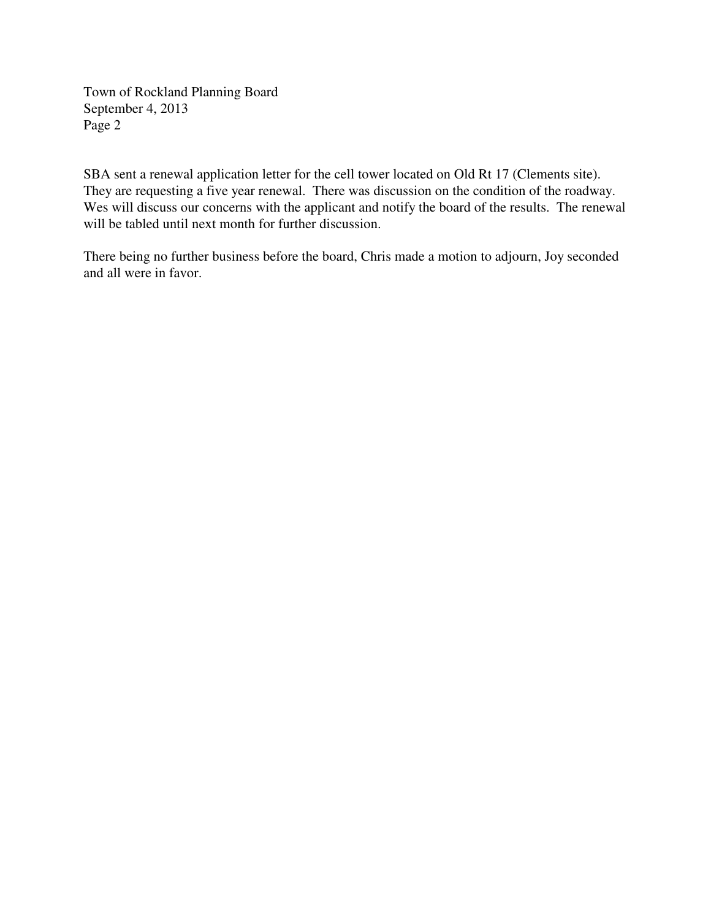SBA sent a renewal application letter for the cell tower located on Old Rt 17 (Clements site). They are requesting a five year renewal. There was discussion on the condition of the roadway. Wes will discuss our concerns with the applicant and notify the board of the results. The renewal will be tabled until next month for further discussion.

There being no further business before the board, Chris made a motion to adjourn, Joy seconded and all were in favor.